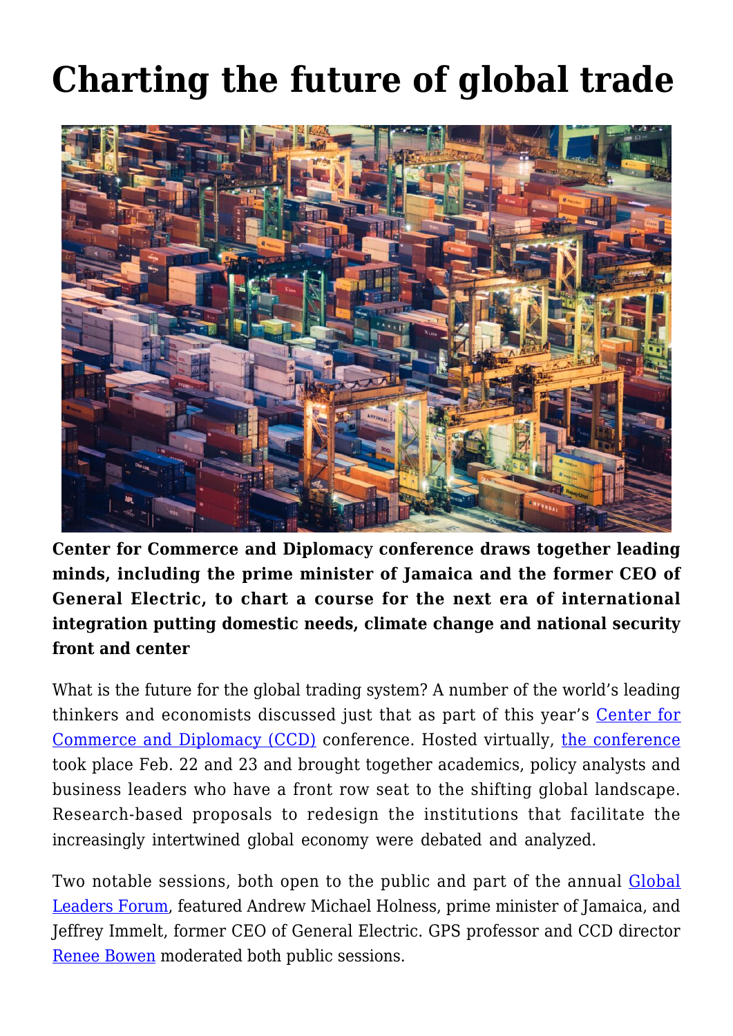# Charting the future of global trade

**Center for Commerce and Diplomacy conference draws together leading minds, including the prime minister of Jamaica and the former CEO of General Electric, to chart a course for the next era of international integration putting domestic needs, climate change and national security front and center**

What is the future for the global trading system? A number of the world's leading thinkers and economists discussed just that as part of this year's Center for Commerce and Diplomacy (CCD) conference. Hosted virtually, the conference took place Feb. 22 and 23 and brought together academics, policy analysts and business leaders who have a front row seat to the shifting global landscape. Research-based proposals to redesign the institutions that facilitate the increasingly intertwined global economy were debated and analyzed.

Two notable sessions, both open to the public and part of the annual Global Leaders Forum, featured Andrew Michael Holness, prime minister of Jamaica, and Jeffrey Immelt, former CEO of General Electric. GPS professor and CCD director Renee Bowen moderated both public sessions.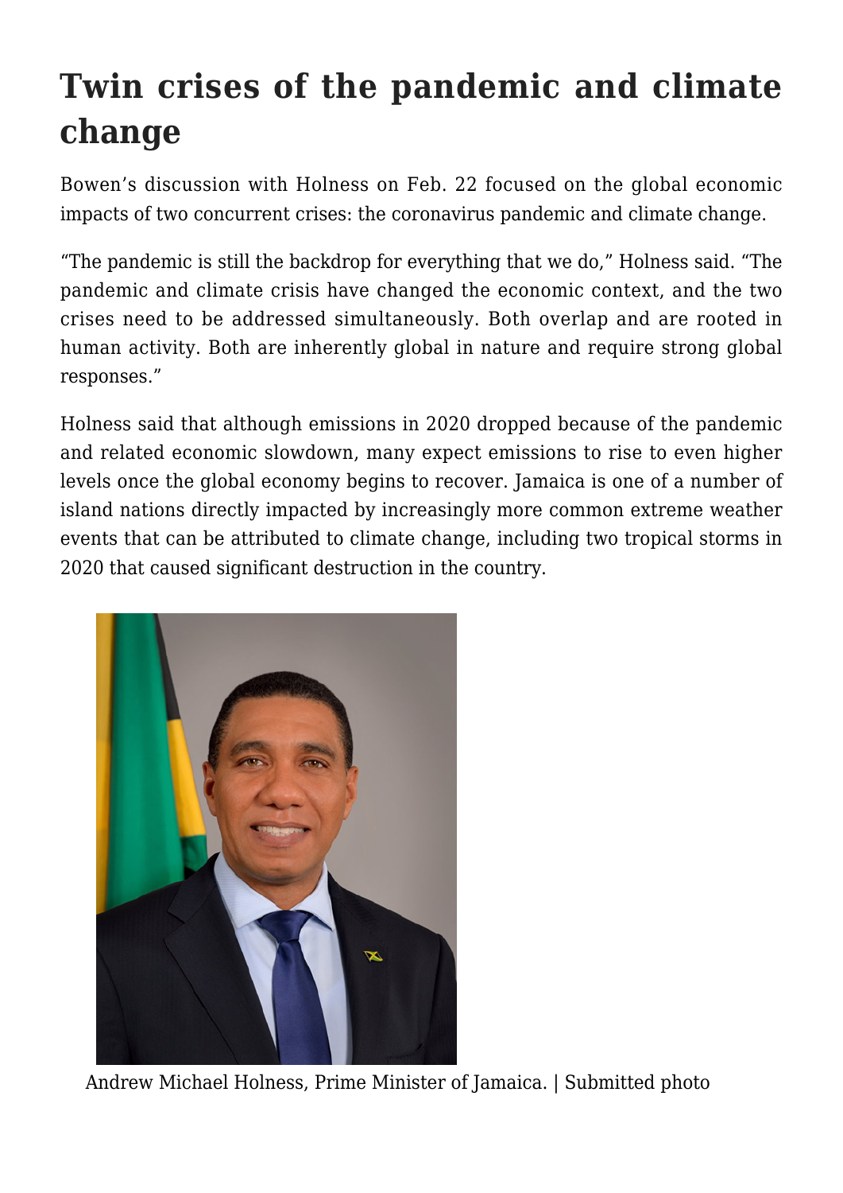# Twin crises of the pandemic and climate change

Bowen's discussion with Holness on Feb. 22 focused on the global economic impacts of two concurrent crises: the coronavirus pandemic and climate change.

"The pandemic is still the backdrop for everything that we do," Holness said. "The pandemic and climate crisis have changed the economic context, and the two crises need to be addressed simultaneously. Both overlap and are rooted in human activity. Both are inherently global in nature and require strong global responses."

Holness said that although emissions in 2020 dropped because of the pandemic and related economic slowdown, many expect emissions to rise to even higher levels once the global economy begins to recover. Jamaica is one of a number of island nations directly impacted by increasingly more common extreme weather events that can be attributed to climate change, including two tropical storms in 2020 that caused significant destruction in the country.

Andrew Michael Holness, Prime Minister of Jamaica. | Submitted photo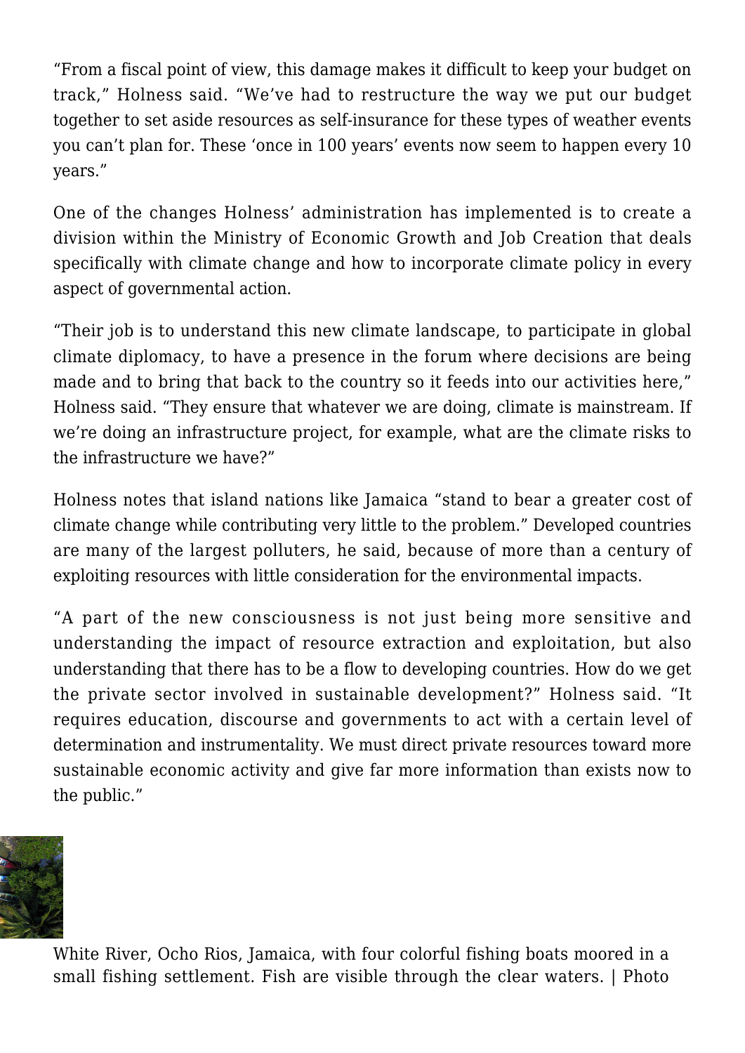"From a fiscal point of view, this damage makes it difficult to keep your budget on track," Holness said. "We've had to restructure the way we put our budget together to set aside resources as self-insurance for these types of weather events you can't plan for. These 'once in 100 years' events now seem to happen every 10 years."

One of the changes Holness' administration has implemented is to create a division within the Ministry of Economic Growth and Job Creation that deals specifically with climate change and how to incorporate climate policy in every aspect of governmental action.

"Their job is to understand this new climate landscape, to participate in global climate diplomacy, to have a presence in the forum where decisions are being made and to bring that back to the country so it feeds into our activities here," Holness said. "They ensure that whatever we are doing, climate is mainstream. If we're doing an infrastructure project, for example, what are the climate risks to the infrastructure we have?"

Holness notes that island nations like Jamaica "stand to bear a greater cost of climate change while contributing very little to the problem." Developed countries are many of the largest polluters, he said, because of more than a century of exploiting resources with little consideration for the environmental impacts.

"A part of the new consciousness is not just being more sensitive and understanding the impact of resource extraction and exploitation, but also understanding that there has to be a flow to developing countries. How do we get the private sector involved in sustainable development?" Holness said. "It requires education, discourse and governments to act with a certain level of determination and instrumentality. We must direct private resources toward more sustainable economic activity and give far more information than exists now to the public."

White River, Ocho Rios, Jamaica, with four colorful fishing boats moored in a small fishing settlement. Fish are visible through the clear waters. | Photo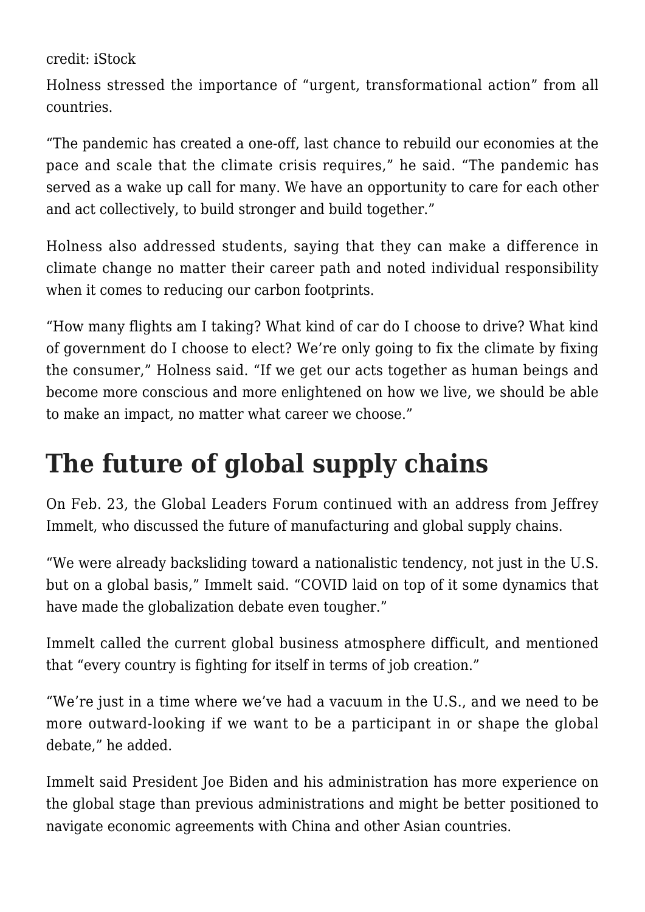credit: iStock

Holness stressed the importance of "urgent, transformational action" from all countries.

"The pandemic has created a one-off, last chance to rebuild our economies at the pace and scale that the climate crisis requires," he said. "The pandemic has served as a wake up call for many. We have an opportunity to care for each other and act collectively, to build stronger and build together."

Holness also addressed students, saying that they can make a difference in climate change no matter their career path and noted individual responsibility when it comes to reducing our carbon footprints.

"How many flights am I taking? What kind of car do I choose to drive? What kind of government do I choose to elect? We're only going to fix the climate by fixing the consumer," Holness said. "If we get our acts together as human beings and become more conscious and more enlightened on how we live, we should be able to make an impact, no matter what career we choose."

## The future of global supply chains

On Feb. 23, the Global Leaders Forum continued with an address from Jeffrey Immelt, who discussed the future of manufacturing and global supply chains.

"We were already backsliding toward a nationalistic tendency, not just in the U.S. but on a global basis," Immelt said. "COVID laid on top of it some dynamics that have made the globalization debate even tougher."

Immelt called the current global business atmosphere difficult, and mentioned that "every country is fighting for itself in terms of job creation."

"We're just in a time where we've had a vacuum in the U.S., and we need to be more outward-looking if we want to be a participant in or shape the global debate," he added.

Immelt said President Joe Biden and his administration has more experience on the global stage than previous administrations and might be better positioned to navigate economic agreements with China and other Asian countries.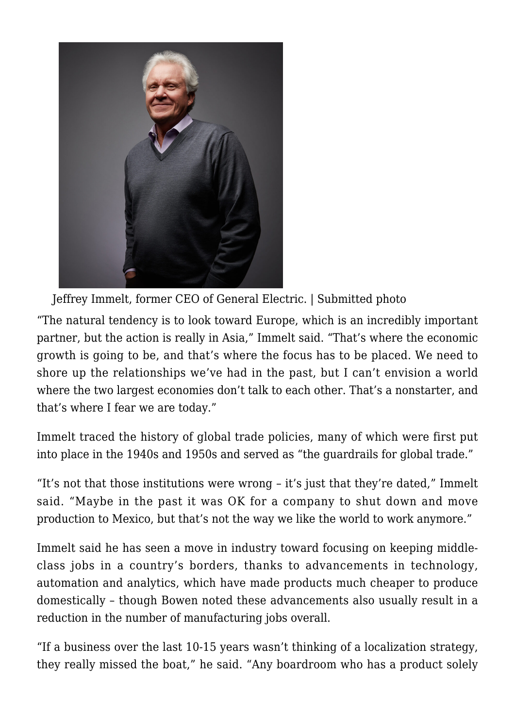Jeffrey Immelt, former CEO of General Electric. | Submitted photo

"The natural tendency is to look toward Europe, which is an incredibly important partner, but the action is really in Asia," Immelt said. "That's where the economic growth is going to be, and that's where the focus has to be placed. We need to shore up the relationships we've had in the past, but I can't envision a world where the two largest economies don't talk to each other. That's a nonstarter, and that's where I fear we are today."

Immelt traced the history of global trade policies, many of which were first put into place in the 1940s and 1950s and served as "the guardrails for global trade."

"It's not that those institutions were wrong – it's just that they're dated," Immelt said. "Maybe in the past it was OK for a company to shut down and move production to Mexico, but that's not the way we like the world to work anymore."

Immelt said he has seen a move in industry toward focusing on keeping middle-class jobs in a country's borders, thanks to advancements in technology, automation and analytics, which have made products much cheaper to produce domestically – though Bowen noted these advancements also usually result in a reduction in the number of manufacturing jobs overall.

"If a business over the last 10-15 years wasn't thinking of a localization strategy, they really missed the boat," he said. "Any boardroom who has a product solely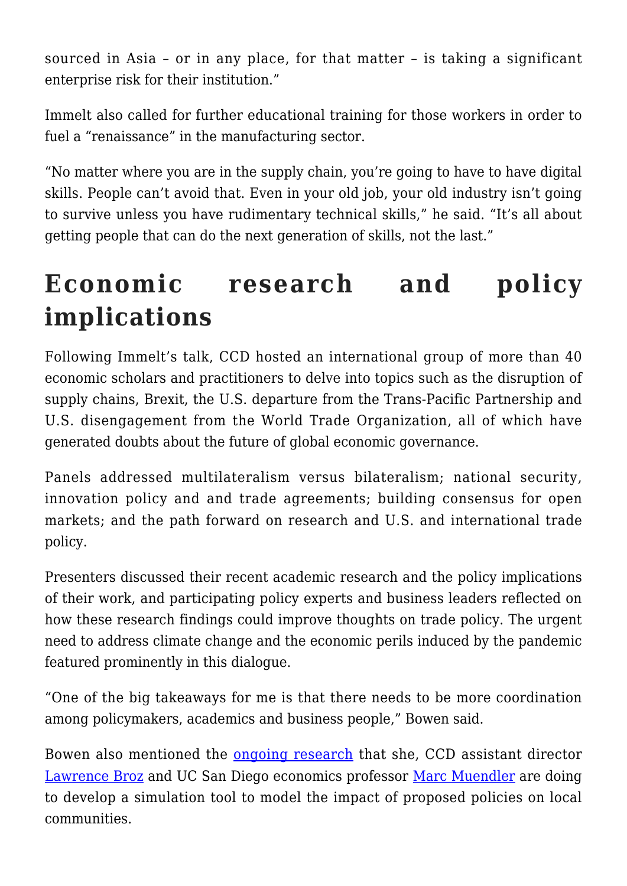sourced in Asia – or in any place, for that matter – is taking a significant enterprise risk for their institution."

Immelt also called for further educational training for those workers in order to fuel a "renaissance" in the manufacturing sector.

"No matter where you are in the supply chain, you're going to have to have digital skills. People can't avoid that. Even in your old job, your old industry isn't going to survive unless you have rudimentary technical skills," he said. "It's all about getting people that can do the next generation of skills, not the last."

## Economic research and policy implications

Following Immelt's talk, CCD hosted an international group of more than 40 economic scholars and practitioners to delve into topics such as the disruption of supply chains, Brexit, the U.S. departure from the Trans-Pacific Partnership and U.S. disengagement from the World Trade Organization, all of which have generated doubts about the future of global economic governance.

Panels addressed multilateralism versus bilateralism; national security, innovation policy and and trade agreements; building consensus for open markets; and the path forward on research and U.S. and international trade policy.

Presenters discussed their recent academic research and the policy implications of their work, and participating policy experts and business leaders reflected on how these research findings could improve thoughts on trade policy. The urgent need to address climate change and the economic perils induced by the pandemic featured prominently in this dialogue.

"One of the big takeaways for me is that there needs to be more coordination among policymakers, academics and business people," Bowen said.

Bowen also mentioned the ongoing research that she, CCD assistant director Lawrence Broz and UC San Diego economics professor Marc Muendler are doing to develop a simulation tool to model the impact of proposed policies on local communities.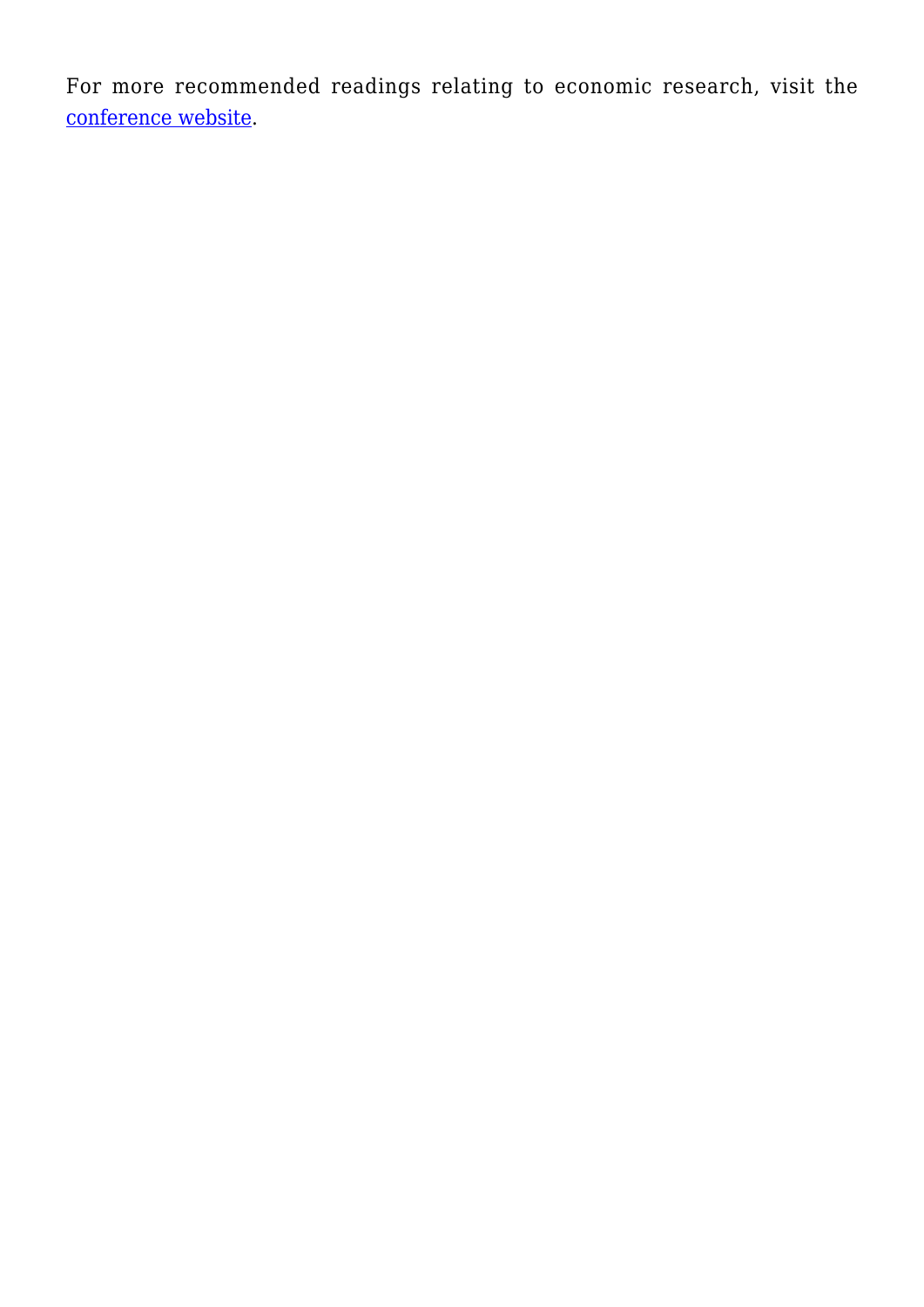For more recommended readings relating to economic research, visit the [conference website].